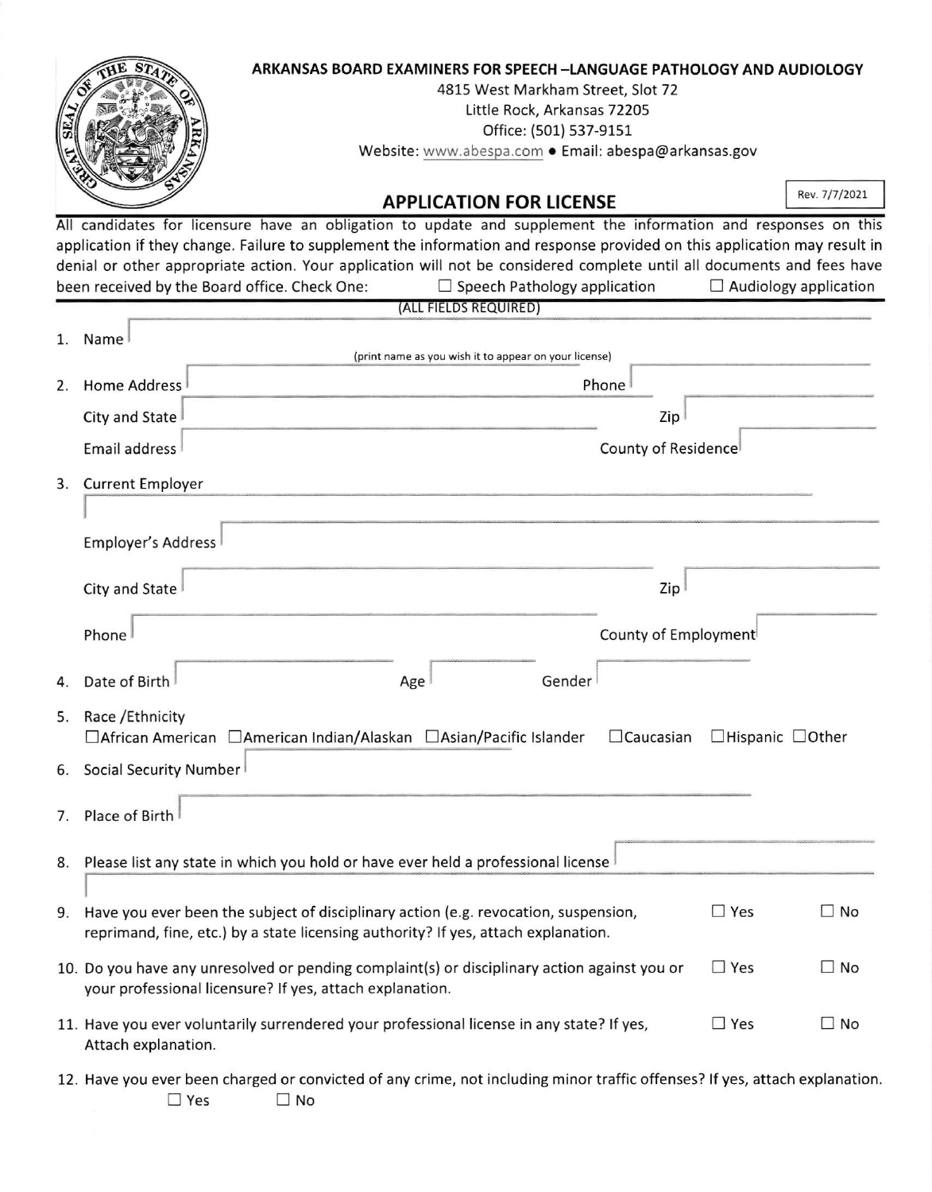**ARKANSAS BOARD EXAMINERS FOR SPEECH –LANGUAGE PATHOLOGY AND AUDIOLOGY**

4815 West Markham Street, Slot 72
Little Rock, Arkansas 72205
Office: (501) 537-9151
Website: www.abespa.com • Email: abespa@arkansas.gov

# APPLICATION FOR LICENSE

Rev. 7/7/2021

All candidates for licensure have an obligation to update and supplement the information and responses on this application if they change. Failure to supplement the information and response provided on this application may result in denial or other appropriate action. Your application will not be considered complete until all documents and fees have been received by the Board office. Check One: ☐ Speech Pathology application ☐ Audiology application

(ALL FIELDS REQUIRED)

1. Name ____________________
   (print name as you wish it to appear on your license)

2. Home Address ____________________ Phone ____________________

   City and State ____________________ Zip ____________________

   Email address ____________________ County of Residence ____________________

3. Current Employer

   ____________________

   Employer's Address ____________________

   City and State ____________________ Zip ____________________

   Phone ____________________ County of Employment ____________________

4. Date of Birth ____________________ Age ________ Gender ____________________

5. Race /Ethnicity
   ☐African American ☐American Indian/Alaskan ☐Asian/Pacific Islander ☐Caucasian ☐Hispanic ☐Other

6. Social Security Number ____________________

7. Place of Birth ____________________

8. Please list any state in which you hold or have ever held a professional license ____________________

   ____________________

9. Have you ever been the subject of disciplinary action (e.g. revocation, suspension, reprimand, fine, etc.) by a state licensing authority? If yes, attach explanation. ☐ Yes ☐ No

10. Do you have any unresolved or pending complaint(s) or disciplinary action against you or your professional licensure? If yes, attach explanation. ☐ Yes ☐ No

11. Have you ever voluntarily surrendered your professional license in any state? If yes, Attach explanation. ☐ Yes ☐ No

12. Have you ever been charged or convicted of any crime, not including minor traffic offenses? If yes, attach explanation.
    ☐ Yes ☐ No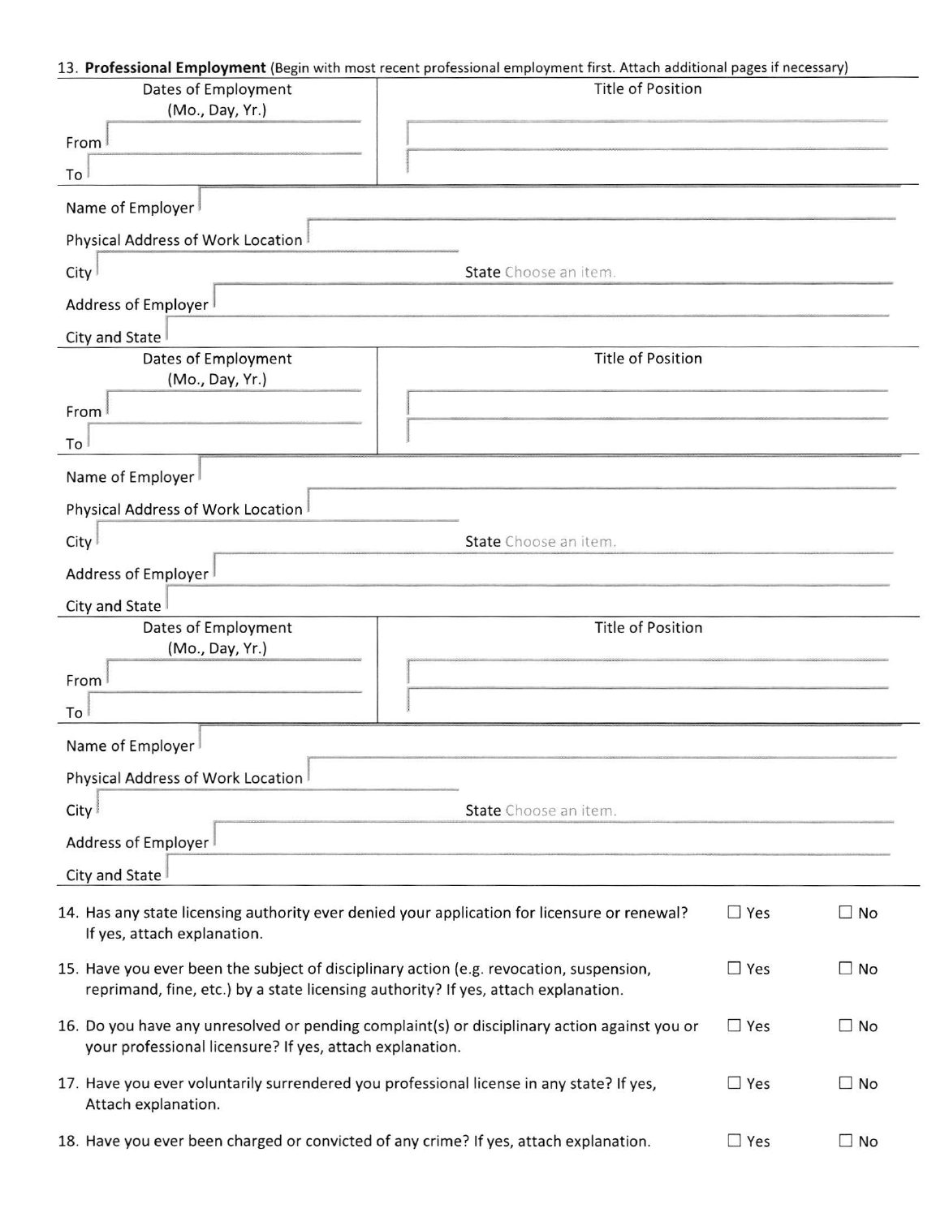13. **Professional Employment** (Begin with most recent professional employment first. Attach additional pages if necessary)

| Dates of Employment (Mo., Day, Yr.) | Title of Position |
|---|---|
| From | |
| To | |

Name of Employer

Physical Address of Work Location

City

State Choose an item.

Address of Employer

City and State

| Dates of Employment (Mo., Day, Yr.) | Title of Position |
|---|---|
| From | |
| To | |

Name of Employer

Physical Address of Work Location

City

State Choose an item.

Address of Employer

City and State

| Dates of Employment (Mo., Day, Yr.) | Title of Position |
|---|---|
| From | |
| To | |

Name of Employer

Physical Address of Work Location

City

State Choose an item.

Address of Employer

City and State

14. Has any state licensing authority ever denied your application for licensure or renewal? If yes, attach explanation. ☐ Yes ☐ No

15. Have you ever been the subject of disciplinary action (e.g. revocation, suspension, reprimand, fine, etc.) by a state licensing authority? If yes, attach explanation. ☐ Yes ☐ No

16. Do you have any unresolved or pending complaint(s) or disciplinary action against you or your professional licensure? If yes, attach explanation. ☐ Yes ☐ No

17. Have you ever voluntarily surrendered you professional license in any state? If yes, Attach explanation. ☐ Yes ☐ No

18. Have you ever been charged or convicted of any crime? If yes, attach explanation. ☐ Yes ☐ No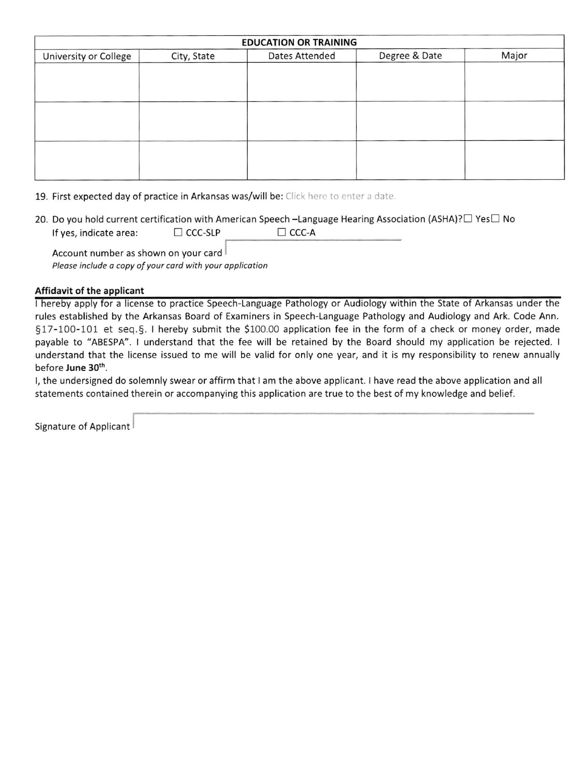| EDUCATION OR TRAINING | | | | |
|---|---|---|---|---|
| University or College | City, State | Dates Attended | Degree & Date | Major |
| | | | | |
| | | | | |
| | | | | |

19. First expected day of practice in Arkansas was/will be: Click here to enter a date.

20. Do you hold current certification with American Speech –Language Hearing Association (ASHA)? ☐ Yes ☐ No

    If yes, indicate area: ☐ CCC-SLP ☐ CCC-A

    Account number as shown on your card

    *Please include a copy of your card with your application*

**Affidavit of the applicant**

I hereby apply for a license to practice Speech-Language Pathology or Audiology within the State of Arkansas under the rules established by the Arkansas Board of Examiners in Speech-Language Pathology and Audiology and Ark. Code Ann. §17-100-101 et seq.§. I hereby submit the $100.00 application fee in the form of a check or money order, made payable to "ABESPA". I understand that the fee will be retained by the Board should my application be rejected. I understand that the license issued to me will be valid for only one year, and it is my responsibility to renew annually before **June 30th**.

I, the undersigned do solemnly swear or affirm that I am the above applicant. I have read the above application and all statements contained therein or accompanying this application are true to the best of my knowledge and belief.

Signature of Applicant